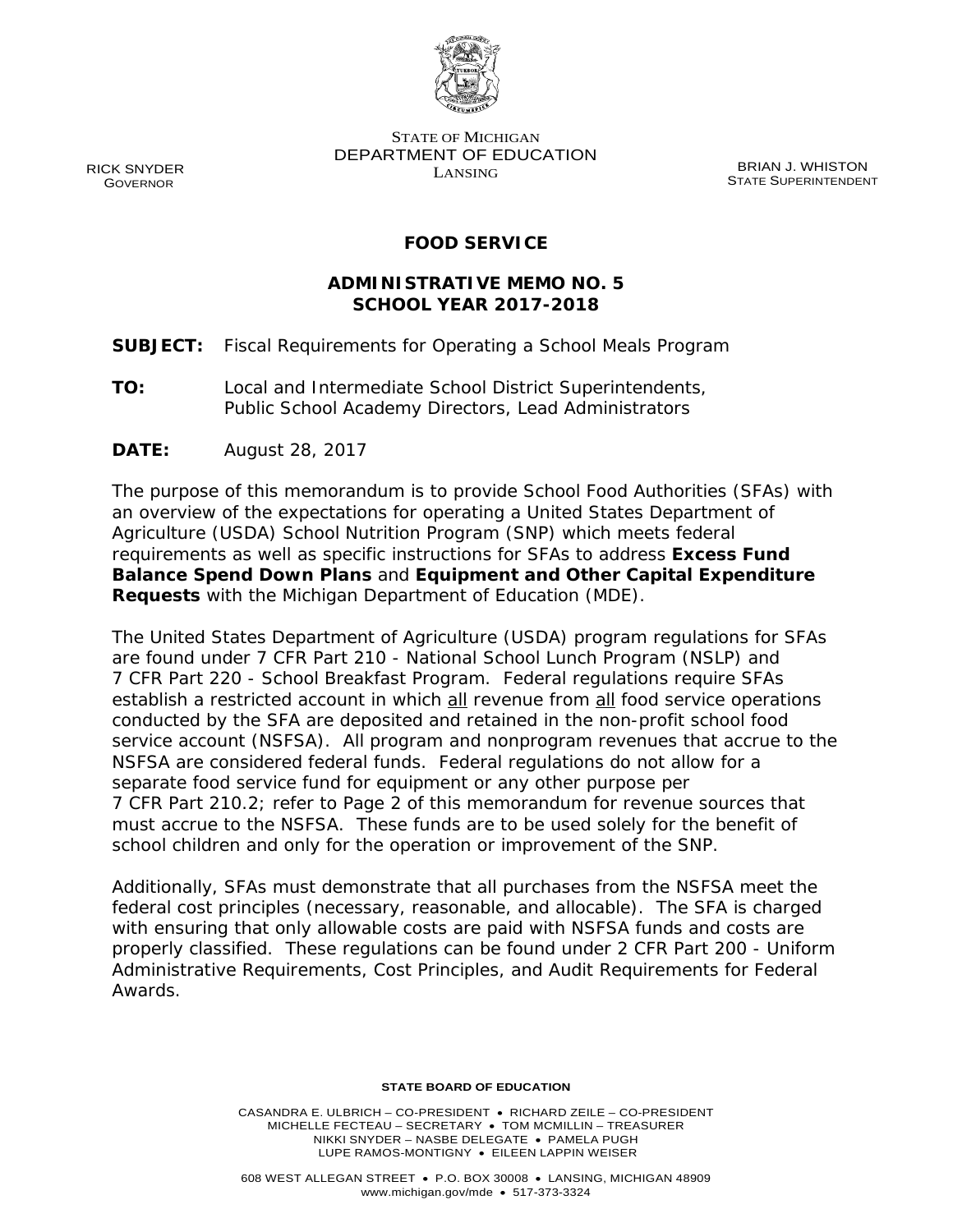STATE OF MICHIGAN
DEPARTMENT OF EDUCATION
LANSING

RICK SNYDER
GOVERNOR

BRIAN J. WHISTON
STATE SUPERINTENDENT

**FOOD SERVICE**

**ADMINISTRATIVE MEMO NO. 5**
**SCHOOL YEAR 2017-2018**

**SUBJECT:** Fiscal Requirements for Operating a School Meals Program

**TO:** Local and Intermediate School District Superintendents, Public School Academy Directors, Lead Administrators

**DATE:** August 28, 2017

The purpose of this memorandum is to provide School Food Authorities (SFAs) with an overview of the expectations for operating a United States Department of Agriculture (USDA) School Nutrition Program (SNP) which meets federal requirements as well as specific instructions for SFAs to address **Excess Fund Balance Spend Down Plans** and **Equipment and Other Capital Expenditure Requests** with the Michigan Department of Education (MDE).

The United States Department of Agriculture (USDA) program regulations for SFAs are found under 7 CFR Part 210 - National School Lunch Program (NSLP) and 7 CFR Part 220 - School Breakfast Program. Federal regulations require SFAs establish a restricted account in which all revenue from all food service operations conducted by the SFA are deposited and retained in the non-profit school food service account (NSFSA). All program and nonprogram revenues that accrue to the NSFSA are considered federal funds. Federal regulations do not allow for a separate food service fund for equipment or any other purpose per 7 CFR Part 210.2; refer to Page 2 of this memorandum for revenue sources that must accrue to the NSFSA. These funds are to be used solely for the benefit of school children and only for the operation or improvement of the SNP.

Additionally, SFAs must demonstrate that all purchases from the NSFSA meet the federal cost principles (necessary, reasonable, and allocable). The SFA is charged with ensuring that only allowable costs are paid with NSFSA funds and costs are properly classified. These regulations can be found under 2 CFR Part 200 - Uniform Administrative Requirements, Cost Principles, and Audit Requirements for Federal Awards.

**STATE BOARD OF EDUCATION**

CASANDRA E. ULBRICH – CO-PRESIDENT • RICHARD ZEILE – CO-PRESIDENT
MICHELLE FECTEAU – SECRETARY • TOM MCMILLIN – TREASURER
NIKKI SNYDER – NASBE DELEGATE • PAMELA PUGH
LUPE RAMOS-MONTIGNY • EILEEN LAPPIN WEISER

608 WEST ALLEGAN STREET • P.O. BOX 30008 • LANSING, MICHIGAN 48909
www.michigan.gov/mde • 517-373-3324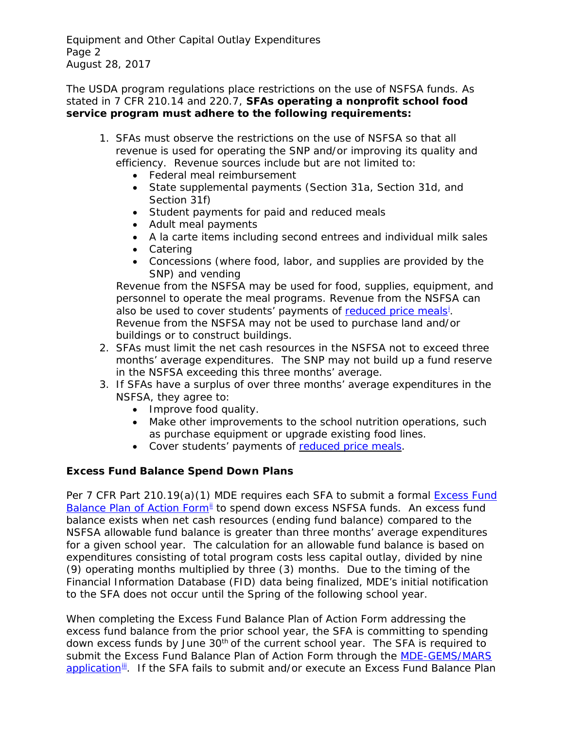The USDA program regulations place restrictions on the use of NSFSA funds. As stated in 7 CFR 210.14 and 220.7, **SFAs operating a nonprofit school food service program must adhere to the following requirements:**

1. SFAs must observe the restrictions on the use of NSFSA so that all revenue is used for operating the SNP and/or improving its quality and efficiency. Revenue sources include but are not limited to:
   - Federal meal reimbursement
   - State supplemental payments (Section 31a, Section 31d, and Section 31f)
   - Student payments for paid and reduced meals
   - Adult meal payments
   - A la carte items including second entrees and individual milk sales
   - Catering
   - Concessions (where food, labor, and supplies are provided by the SNP) and vending

   Revenue from the NSFSA may be used for food, supplies, equipment, and personnel to operate the meal programs. Revenue from the NSFSA can also be used to cover students' payments of reduced price meals[i]. Revenue from the NSFSA may not be used to purchase land and/or buildings or to construct buildings.
2. SFAs must limit the net cash resources in the NSFSA not to exceed three months' average expenditures. The SNP may not build up a fund reserve in the NSFSA exceeding this three months' average.
3. If SFAs have a surplus of over three months' average expenditures in the NSFSA, they agree to:
   - Improve food quality.
   - Make other improvements to the school nutrition operations, such as purchase equipment or upgrade existing food lines.
   - Cover students' payments of reduced price meals.

**Excess Fund Balance Spend Down Plans**

Per 7 CFR Part 210.19(a)(1) MDE requires each SFA to submit a formal Excess Fund Balance Plan of Action Form[ii] to spend down excess NSFSA funds. An excess fund balance exists when net cash resources (ending fund balance) compared to the NSFSA allowable fund balance is greater than three months' average expenditures for a given school year. The calculation for an allowable fund balance is based on expenditures consisting of total program costs less capital outlay, divided by nine (9) operating months multiplied by three (3) months. Due to the timing of the Financial Information Database (FID) data being finalized, MDE's initial notification to the SFA does not occur until the Spring of the following school year.

When completing the Excess Fund Balance Plan of Action Form addressing the excess fund balance from the prior school year, the SFA is committing to spending down excess funds by June 30th of the current school year. The SFA is required to submit the Excess Fund Balance Plan of Action Form through the MDE-GEMS/MARS application[iii]. If the SFA fails to submit and/or execute an Excess Fund Balance Plan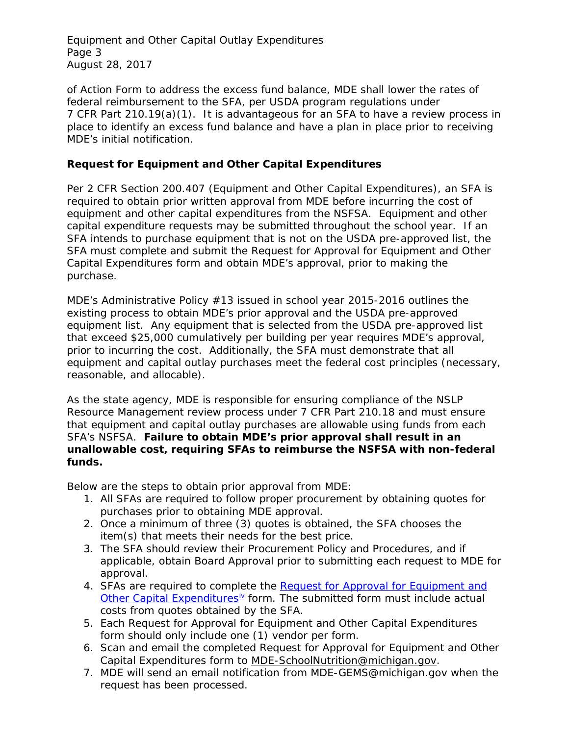of Action Form to address the excess fund balance, MDE shall lower the rates of federal reimbursement to the SFA, per USDA program regulations under 7 CFR Part 210.19(a)(1). It is advantageous for an SFA to have a review process in place to identify an excess fund balance and have a plan in place prior to receiving MDE's initial notification.

**Request for Equipment and Other Capital Expenditures**

Per 2 CFR Section 200.407 (Equipment and Other Capital Expenditures), an SFA is required to obtain prior written approval from MDE before incurring the cost of equipment and other capital expenditures from the NSFSA. Equipment and other capital expenditure requests may be submitted throughout the school year. If an SFA intends to purchase equipment that is not on the USDA pre-approved list, the SFA must complete and submit the Request for Approval for Equipment and Other Capital Expenditures form and obtain MDE's approval, prior to making the purchase.

MDE's Administrative Policy #13 issued in school year 2015-2016 outlines the existing process to obtain MDE's prior approval and the USDA pre-approved equipment list. Any equipment that is selected from the USDA pre-approved list that exceed $25,000 cumulatively per building per year requires MDE's approval, prior to incurring the cost. Additionally, the SFA must demonstrate that all equipment and capital outlay purchases meet the federal cost principles (necessary, reasonable, and allocable).

As the state agency, MDE is responsible for ensuring compliance of the NSLP Resource Management review process under 7 CFR Part 210.18 and must ensure that equipment and capital outlay purchases are allowable using funds from each SFA's NSFSA. **Failure to obtain MDE's prior approval shall result in an unallowable cost, requiring SFAs to reimburse the NSFSA with non-federal funds.**

Below are the steps to obtain prior approval from MDE:

1. All SFAs are required to follow proper procurement by obtaining quotes for purchases prior to obtaining MDE approval.
2. Once a minimum of three (3) quotes is obtained, the SFA chooses the item(s) that meets their needs for the best price.
3. The SFA should review their Procurement Policy and Procedures, and if applicable, obtain Board Approval prior to submitting each request to MDE for approval.
4. SFAs are required to complete the Request for Approval for Equipment and Other Capital Expenditures[iv] form. The submitted form must include actual costs from quotes obtained by the SFA.
5. Each Request for Approval for Equipment and Other Capital Expenditures form should only include one (1) vendor per form.
6. Scan and email the completed Request for Approval for Equipment and Other Capital Expenditures form to MDE-SchoolNutrition@michigan.gov.
7. MDE will send an email notification from MDE-GEMS@michigan.gov when the request has been processed.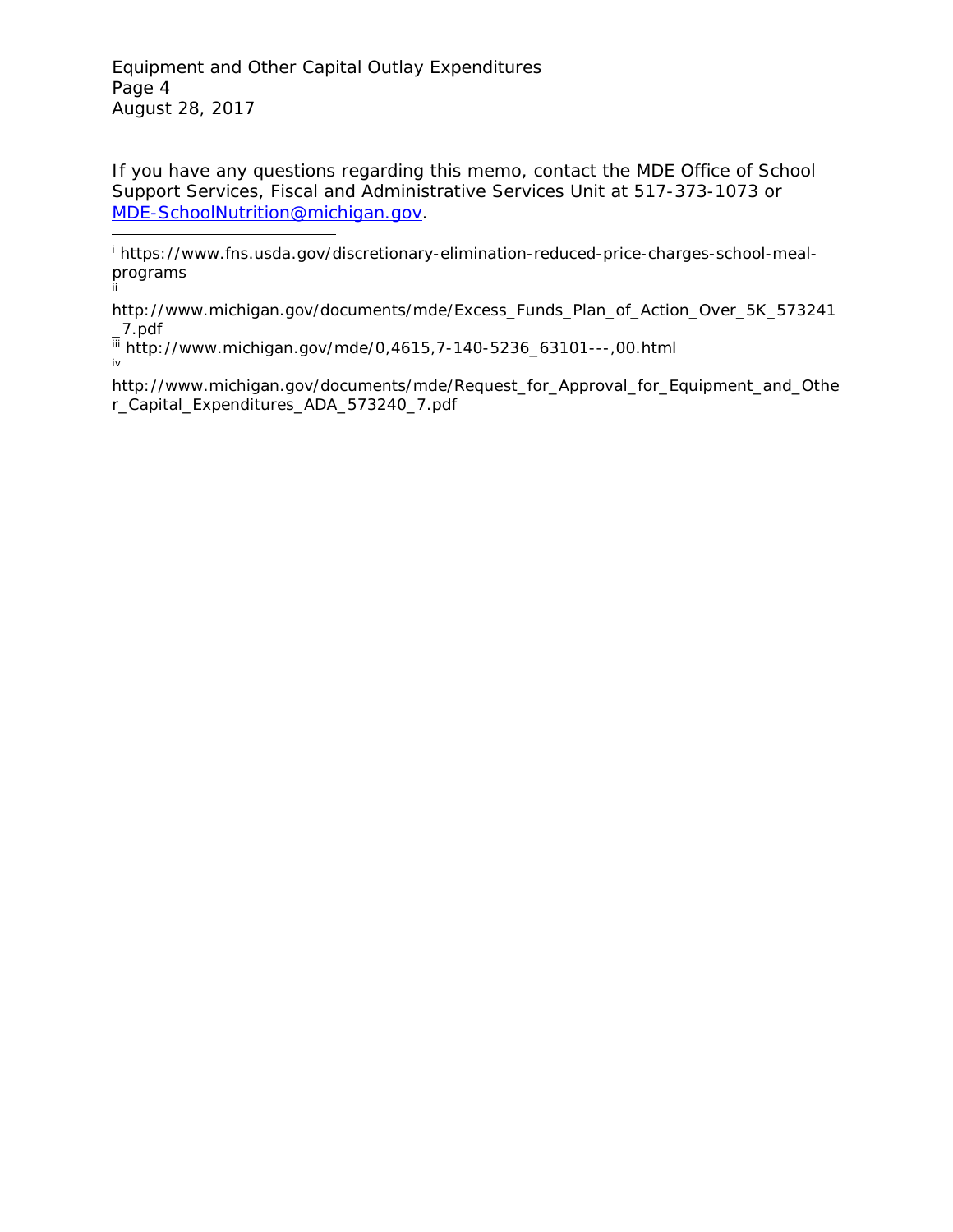If you have any questions regarding this memo, contact the MDE Office of School Support Services, Fiscal and Administrative Services Unit at 517-373-1073 or MDE-SchoolNutrition@michigan.gov.

---

[i] https://www.fns.usda.gov/discretionary-elimination-reduced-price-charges-school-meal-programs

[ii] http://www.michigan.gov/documents/mde/Excess_Funds_Plan_of_Action_Over_5K_573241_7.pdf

[iii] http://www.michigan.gov/mde/0,4615,7-140-5236_63101---,00.html

[iv] http://www.michigan.gov/documents/mde/Request_for_Approval_for_Equipment_and_Other_Capital_Expenditures_ADA_573240_7.pdf